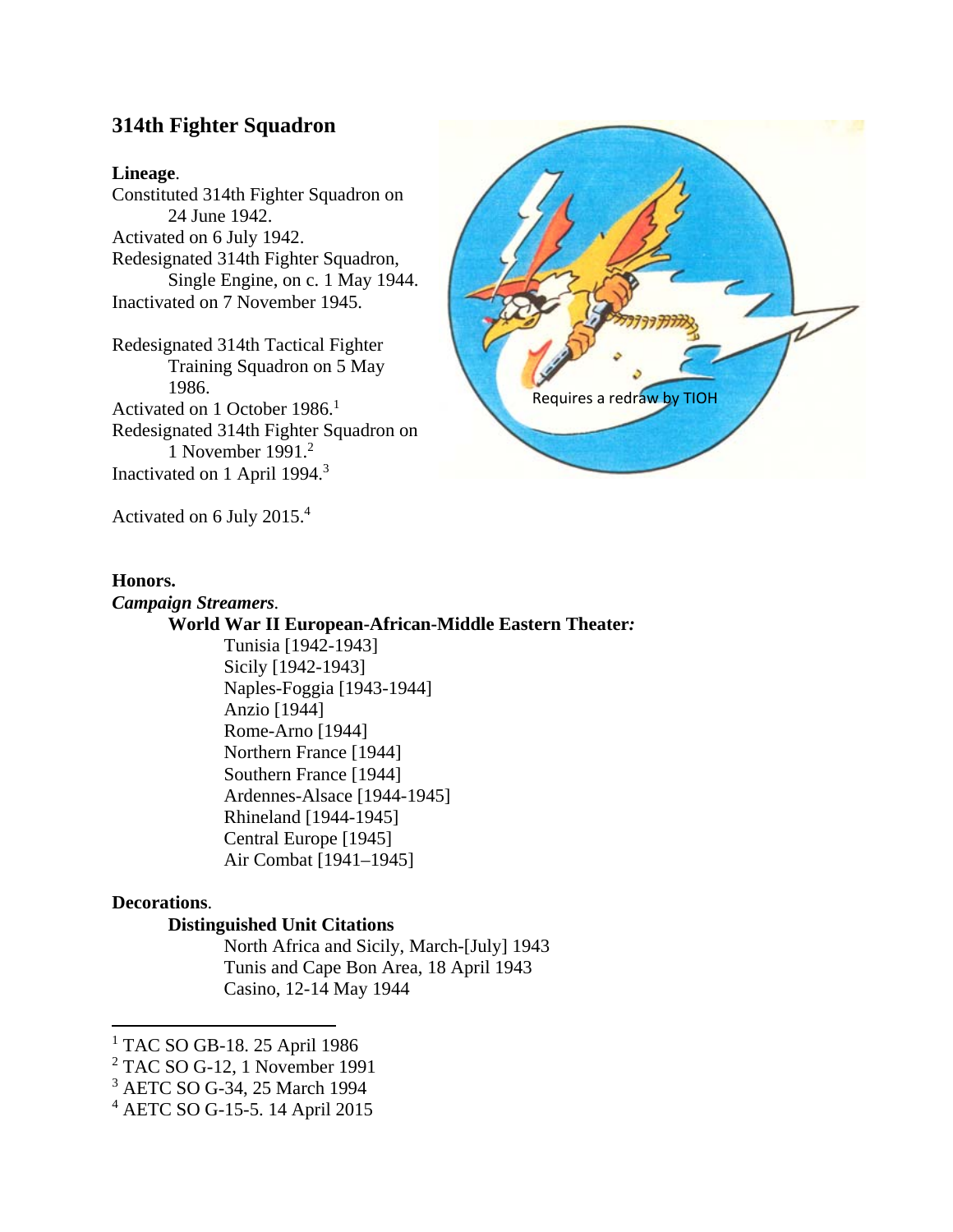# 314th Fighter Squadron

**Lineage**.
Constituted 314th Fighter Squadron on 24 June 1942.
Activated on 6 July 1942.
Redesignated 314th Fighter Squadron, Single Engine, on c. 1 May 1944.
Inactivated on 7 November 1945.

Redesignated 314th Tactical Fighter Training Squadron on 5 May 1986.
Activated on 1 October 1986.[1]
Redesignated 314th Fighter Squadron on 1 November 1991.[2]
Inactivated on 1 April 1994.[3]

Activated on 6 July 2015.[4]

Requires a redraw by TIOH

**Honors.**
***Campaign Streamers***.
**World War II European-African-Middle Eastern Theater*:***
- Tunisia [1942-1943]
- Sicily [1942-1943]
- Naples-Foggia [1943-1944]
- Anzio [1944]
- Rome-Arno [1944]
- Northern France [1944]
- Southern France [1944]
- Ardennes-Alsace [1944-1945]
- Rhineland [1944-1945]
- Central Europe [1945]
- Air Combat [1941–1945]

**Decorations**.
**Distinguished Unit Citations**
- North Africa and Sicily, March-[July] 1943
- Tunis and Cape Bon Area, 18 April 1943
- Casino, 12-14 May 1944

---

[1] TAC SO GB-18. 25 April 1986
[2] TAC SO G-12, 1 November 1991
[3] AETC SO G-34, 25 March 1994
[4] AETC SO G-15-5. 14 April 2015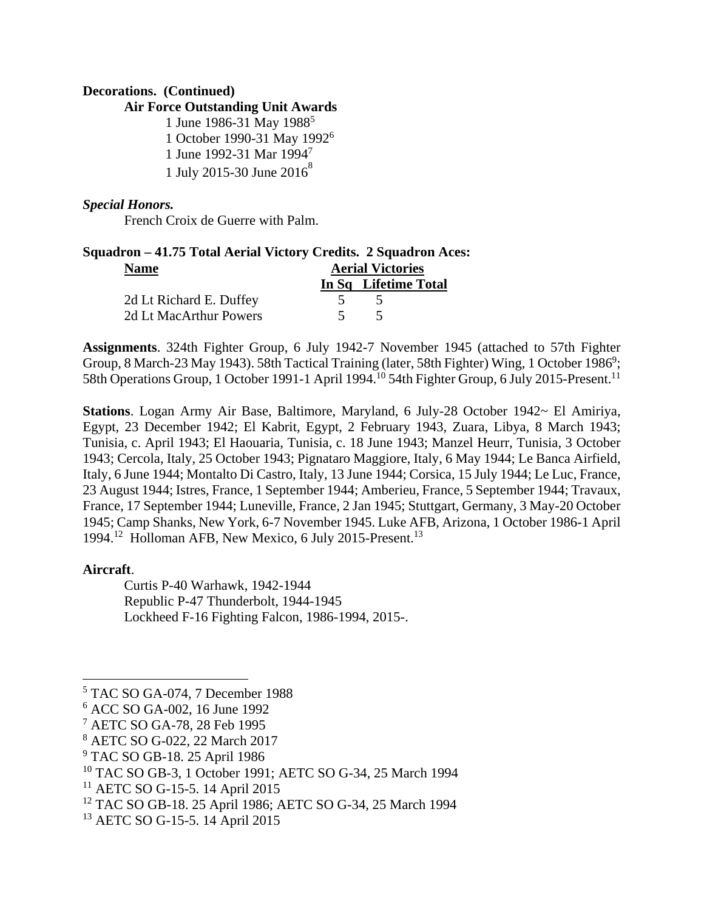**Decorations. (Continued)**

**Air Force Outstanding Unit Awards**

1 June 1986-31 May 1988[5]
1 October 1990-31 May 1992[6]
1 June 1992-31 Mar 1994[7]
1 July 2015-30 June 2016[8]

***Special Honors.***

French Croix de Guerre with Palm.

**Squadron – 41.75 Total Aerial Victory Credits. 2 Squadron Aces:**

| Name | Aerial Victories | |
|---|---|---|
| | In Sq | Lifetime Total |
| 2d Lt Richard E. Duffey | 5 | 5 |
| 2d Lt MacArthur Powers | 5 | 5 |

**Assignments**. 324th Fighter Group, 6 July 1942-7 November 1945 (attached to 57th Fighter Group, 8 March-23 May 1943). 58th Tactical Training (later, 58th Fighter) Wing, 1 October 1986[9]; 58th Operations Group, 1 October 1991-1 April 1994.[10] 54th Fighter Group, 6 July 2015-Present.[11]

**Stations**. Logan Army Air Base, Baltimore, Maryland, 6 July-28 October 1942~ El Amiriya, Egypt, 23 December 1942; El Kabrit, Egypt, 2 February 1943, Zuara, Libya, 8 March 1943; Tunisia, c. April 1943; El Haouaria, Tunisia, c. 18 June 1943; Manzel Heurr, Tunisia, 3 October 1943; Cercola, Italy, 25 October 1943; Pignataro Maggiore, Italy, 6 May 1944; Le Banca Airfield, Italy, 6 June 1944; Montalto Di Castro, Italy, 13 June 1944; Corsica, 15 July 1944; Le Luc, France, 23 August 1944; Istres, France, 1 September 1944; Amberieu, France, 5 September 1944; Travaux, France, 17 September 1944; Luneville, France, 2 Jan 1945; Stuttgart, Germany, 3 May-20 October 1945; Camp Shanks, New York, 6-7 November 1945. Luke AFB, Arizona, 1 October 1986-1 April 1994.[12] Holloman AFB, New Mexico, 6 July 2015-Present.[13]

**Aircraft**.

Curtis P-40 Warhawk, 1942-1944
Republic P-47 Thunderbolt, 1944-1945
Lockheed F-16 Fighting Falcon, 1986-1994, 2015-.

---

[5] TAC SO GA-074, 7 December 1988
[6] ACC SO GA-002, 16 June 1992
[7] AETC SO GA-78, 28 Feb 1995
[8] AETC SO G-022, 22 March 2017
[9] TAC SO GB-18. 25 April 1986
[10] TAC SO GB-3, 1 October 1991; AETC SO G-34, 25 March 1994
[11] AETC SO G-15-5. 14 April 2015
[12] TAC SO GB-18. 25 April 1986; AETC SO G-34, 25 March 1994
[13] AETC SO G-15-5. 14 April 2015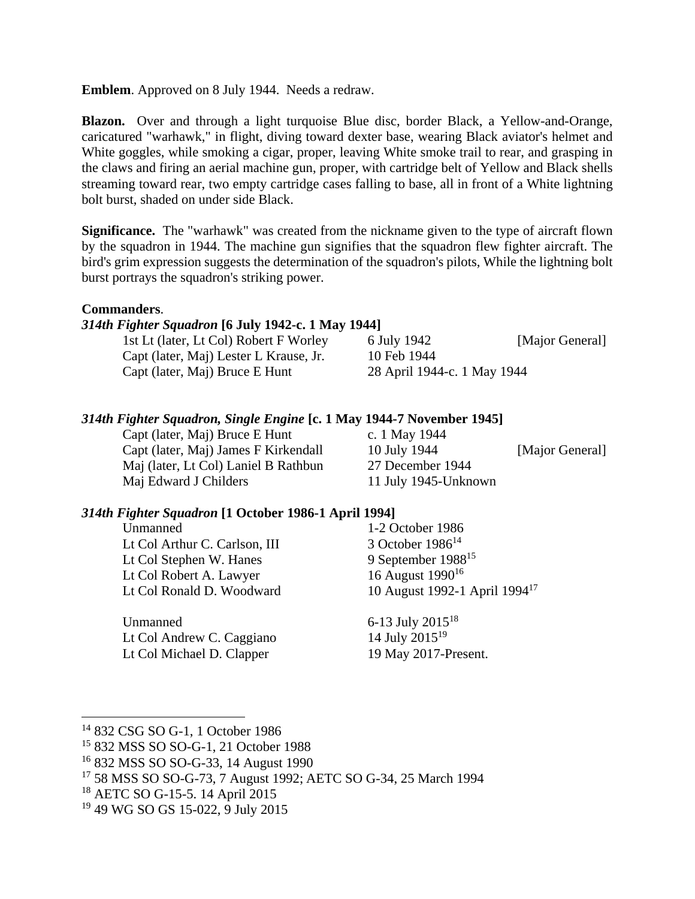**Emblem**. Approved on 8 July 1944. Needs a redraw.

**Blazon.** Over and through a light turquoise Blue disc, border Black, a Yellow-and-Orange, caricatured "warhawk," in flight, diving toward dexter base, wearing Black aviator's helmet and White goggles, while smoking a cigar, proper, leaving White smoke trail to rear, and grasping in the claws and firing an aerial machine gun, proper, with cartridge belt of Yellow and Black shells streaming toward rear, two empty cartridge cases falling to base, all in front of a White lightning bolt burst, shaded on under side Black.

**Significance.** The "warhawk" was created from the nickname given to the type of aircraft flown by the squadron in 1944. The machine gun signifies that the squadron flew fighter aircraft. The bird's grim expression suggests the determination of the squadron's pilots, While the lightning bolt burst portrays the squadron's striking power.

**Commanders**.

***314th Fighter Squadron* [6 July 1942-c. 1 May 1944]**

| | | |
|---|---|---|
| 1st Lt (later, Lt Col) Robert F Worley | 6 July 1942 | [Major General] |
| Capt (later, Maj) Lester L Krause, Jr. | 10 Feb 1944 | |
| Capt (later, Maj) Bruce E Hunt | 28 April 1944-c. 1 May 1944 | |

***314th Fighter Squadron, Single Engine* [c. 1 May 1944-7 November 1945]**

| | | |
|---|---|---|
| Capt (later, Maj) Bruce E Hunt | c. 1 May 1944 | |
| Capt (later, Maj) James F Kirkendall | 10 July 1944 | [Major General] |
| Maj (later, Lt Col) Laniel B Rathbun | 27 December 1944 | |
| Maj Edward J Childers | 11 July 1945-Unknown | |

***314th Fighter Squadron* [1 October 1986-1 April 1994]**

| | |
|---|---|
| Unmanned | 1-2 October 1986 |
| Lt Col Arthur C. Carlson, III | 3 October 1986[14] |
| Lt Col Stephen W. Hanes | 9 September 1988[15] |
| Lt Col Robert A. Lawyer | 16 August 1990[16] |
| Lt Col Ronald D. Woodward | 10 August 1992-1 April 1994[17] |
| | |
| Unmanned | 6-13 July 2015[18] |
| Lt Col Andrew C. Caggiano | 14 July 2015[19] |
| Lt Col Michael D. Clapper | 19 May 2017-Present. |

---

[14] 832 CSG SO G-1, 1 October 1986
[15] 832 MSS SO SO-G-1, 21 October 1988
[16] 832 MSS SO SO-G-33, 14 August 1990
[17] 58 MSS SO SO-G-73, 7 August 1992; AETC SO G-34, 25 March 1994
[18] AETC SO G-15-5. 14 April 2015
[19] 49 WG SO GS 15-022, 9 July 2015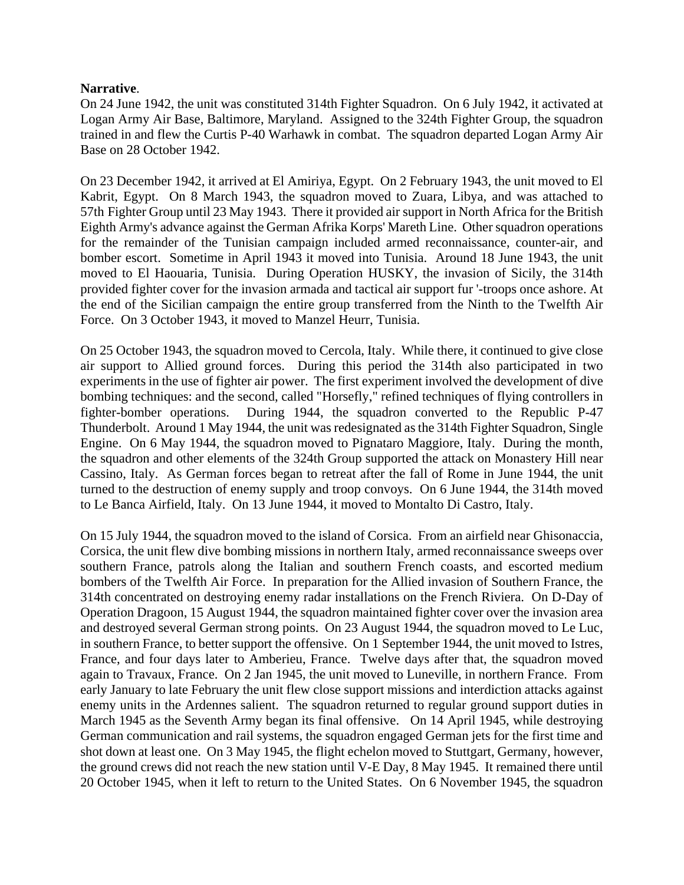**Narrative**.

On 24 June 1942, the unit was constituted 314th Fighter Squadron. On 6 July 1942, it activated at Logan Army Air Base, Baltimore, Maryland. Assigned to the 324th Fighter Group, the squadron trained in and flew the Curtis P-40 Warhawk in combat. The squadron departed Logan Army Air Base on 28 October 1942.

On 23 December 1942, it arrived at El Amiriya, Egypt. On 2 February 1943, the unit moved to El Kabrit, Egypt. On 8 March 1943, the squadron moved to Zuara, Libya, and was attached to 57th Fighter Group until 23 May 1943. There it provided air support in North Africa for the British Eighth Army's advance against the German Afrika Korps' Mareth Line. Other squadron operations for the remainder of the Tunisian campaign included armed reconnaissance, counter-air, and bomber escort. Sometime in April 1943 it moved into Tunisia. Around 18 June 1943, the unit moved to El Haouaria, Tunisia. During Operation HUSKY, the invasion of Sicily, the 314th provided fighter cover for the invasion armada and tactical air support fur '-troops once ashore. At the end of the Sicilian campaign the entire group transferred from the Ninth to the Twelfth Air Force. On 3 October 1943, it moved to Manzel Heurr, Tunisia.

On 25 October 1943, the squadron moved to Cercola, Italy. While there, it continued to give close air support to Allied ground forces. During this period the 314th also participated in two experiments in the use of fighter air power. The first experiment involved the development of dive bombing techniques: and the second, called "Horsefly," refined techniques of flying controllers in fighter-bomber operations. During 1944, the squadron converted to the Republic P-47 Thunderbolt. Around 1 May 1944, the unit was redesignated as the 314th Fighter Squadron, Single Engine. On 6 May 1944, the squadron moved to Pignataro Maggiore, Italy. During the month, the squadron and other elements of the 324th Group supported the attack on Monastery Hill near Cassino, Italy. As German forces began to retreat after the fall of Rome in June 1944, the unit turned to the destruction of enemy supply and troop convoys. On 6 June 1944, the 314th moved to Le Banca Airfield, Italy. On 13 June 1944, it moved to Montalto Di Castro, Italy.

On 15 July 1944, the squadron moved to the island of Corsica. From an airfield near Ghisonaccia, Corsica, the unit flew dive bombing missions in northern Italy, armed reconnaissance sweeps over southern France, patrols along the Italian and southern French coasts, and escorted medium bombers of the Twelfth Air Force. In preparation for the Allied invasion of Southern France, the 314th concentrated on destroying enemy radar installations on the French Riviera. On D-Day of Operation Dragoon, 15 August 1944, the squadron maintained fighter cover over the invasion area and destroyed several German strong points. On 23 August 1944, the squadron moved to Le Luc, in southern France, to better support the offensive. On 1 September 1944, the unit moved to Istres, France, and four days later to Amberieu, France. Twelve days after that, the squadron moved again to Travaux, France. On 2 Jan 1945, the unit moved to Luneville, in northern France. From early January to late February the unit flew close support missions and interdiction attacks against enemy units in the Ardennes salient. The squadron returned to regular ground support duties in March 1945 as the Seventh Army began its final offensive. On 14 April 1945, while destroying German communication and rail systems, the squadron engaged German jets for the first time and shot down at least one. On 3 May 1945, the flight echelon moved to Stuttgart, Germany, however, the ground crews did not reach the new station until V-E Day, 8 May 1945. It remained there until 20 October 1945, when it left to return to the United States. On 6 November 1945, the squadron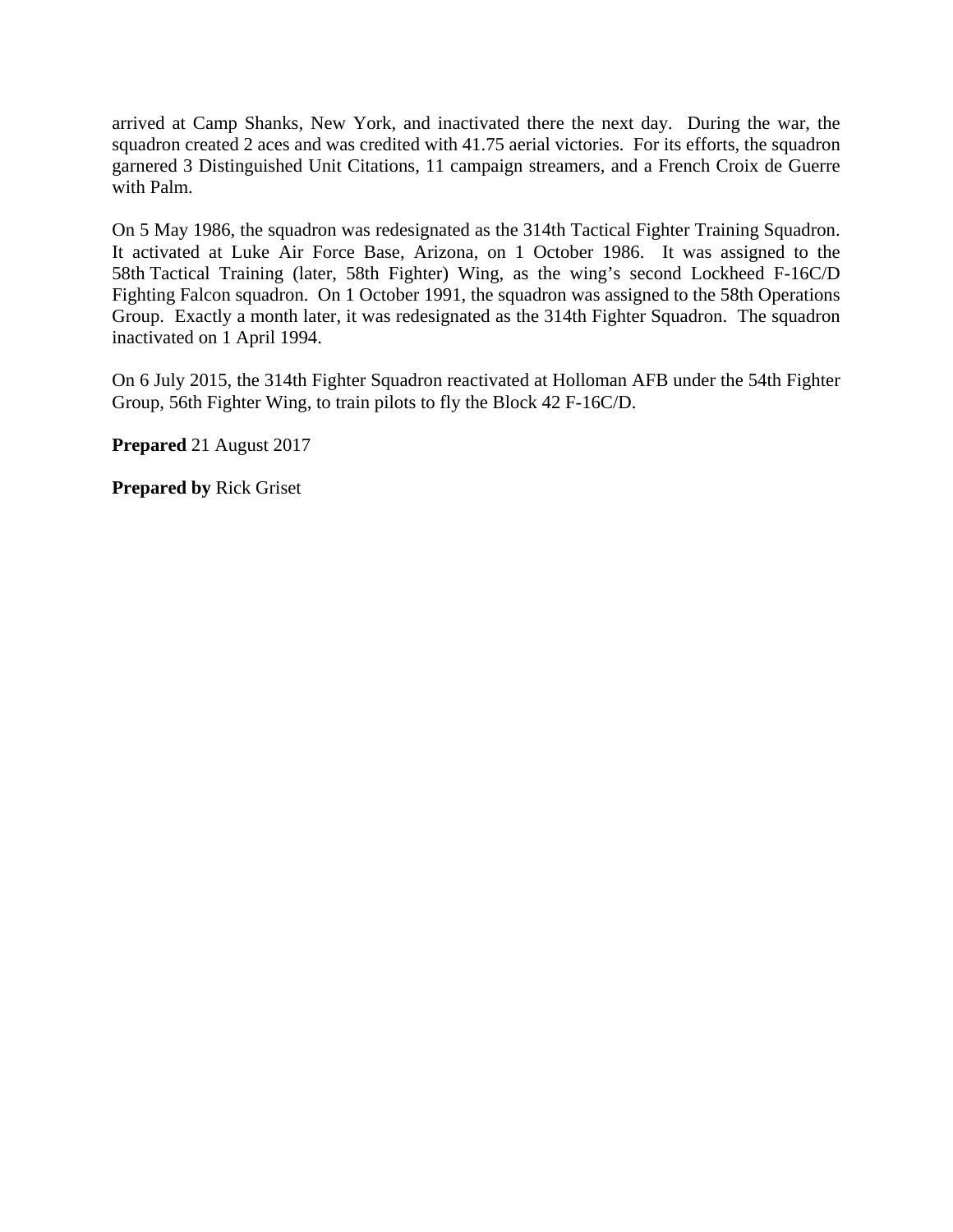arrived at Camp Shanks, New York, and inactivated there the next day. During the war, the squadron created 2 aces and was credited with 41.75 aerial victories. For its efforts, the squadron garnered 3 Distinguished Unit Citations, 11 campaign streamers, and a French Croix de Guerre with Palm.

On 5 May 1986, the squadron was redesignated as the 314th Tactical Fighter Training Squadron. It activated at Luke Air Force Base, Arizona, on 1 October 1986. It was assigned to the 58th Tactical Training (later, 58th Fighter) Wing, as the wing's second Lockheed F-16C/D Fighting Falcon squadron. On 1 October 1991, the squadron was assigned to the 58th Operations Group. Exactly a month later, it was redesignated as the 314th Fighter Squadron. The squadron inactivated on 1 April 1994.

On 6 July 2015, the 314th Fighter Squadron reactivated at Holloman AFB under the 54th Fighter Group, 56th Fighter Wing, to train pilots to fly the Block 42 F-16C/D.

**Prepared** 21 August 2017

**Prepared by** Rick Griset